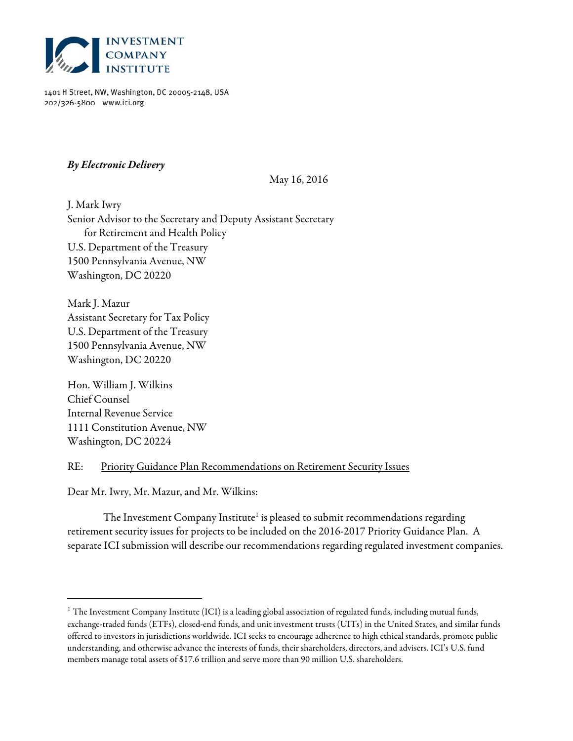**INVESTMENT COMPANY INSTITUTE**

1401 H Street, NW, Washington, DC 20005-2148, USA
202/326-5800 www.ici.org

***By Electronic Delivery***

May 16, 2016

J. Mark Iwry
Senior Advisor to the Secretary and Deputy Assistant Secretary
for Retirement and Health Policy
U.S. Department of the Treasury
1500 Pennsylvania Avenue, NW
Washington, DC 20220

Mark J. Mazur
Assistant Secretary for Tax Policy
U.S. Department of the Treasury
1500 Pennsylvania Avenue, NW
Washington, DC 20220

Hon. William J. Wilkins
Chief Counsel
Internal Revenue Service
1111 Constitution Avenue, NW
Washington, DC 20224

RE: Priority Guidance Plan Recommendations on Retirement Security Issues

Dear Mr. Iwry, Mr. Mazur, and Mr. Wilkins:

The Investment Company Institute[1] is pleased to submit recommendations regarding retirement security issues for projects to be included on the 2016-2017 Priority Guidance Plan. A separate ICI submission will describe our recommendations regarding regulated investment companies.

---

[1] The Investment Company Institute (ICI) is a leading global association of regulated funds, including mutual funds, exchange-traded funds (ETFs), closed-end funds, and unit investment trusts (UITs) in the United States, and similar funds offered to investors in jurisdictions worldwide. ICI seeks to encourage adherence to high ethical standards, promote public understanding, and otherwise advance the interests of funds, their shareholders, directors, and advisers. ICI's U.S. fund members manage total assets of $17.6 trillion and serve more than 90 million U.S. shareholders.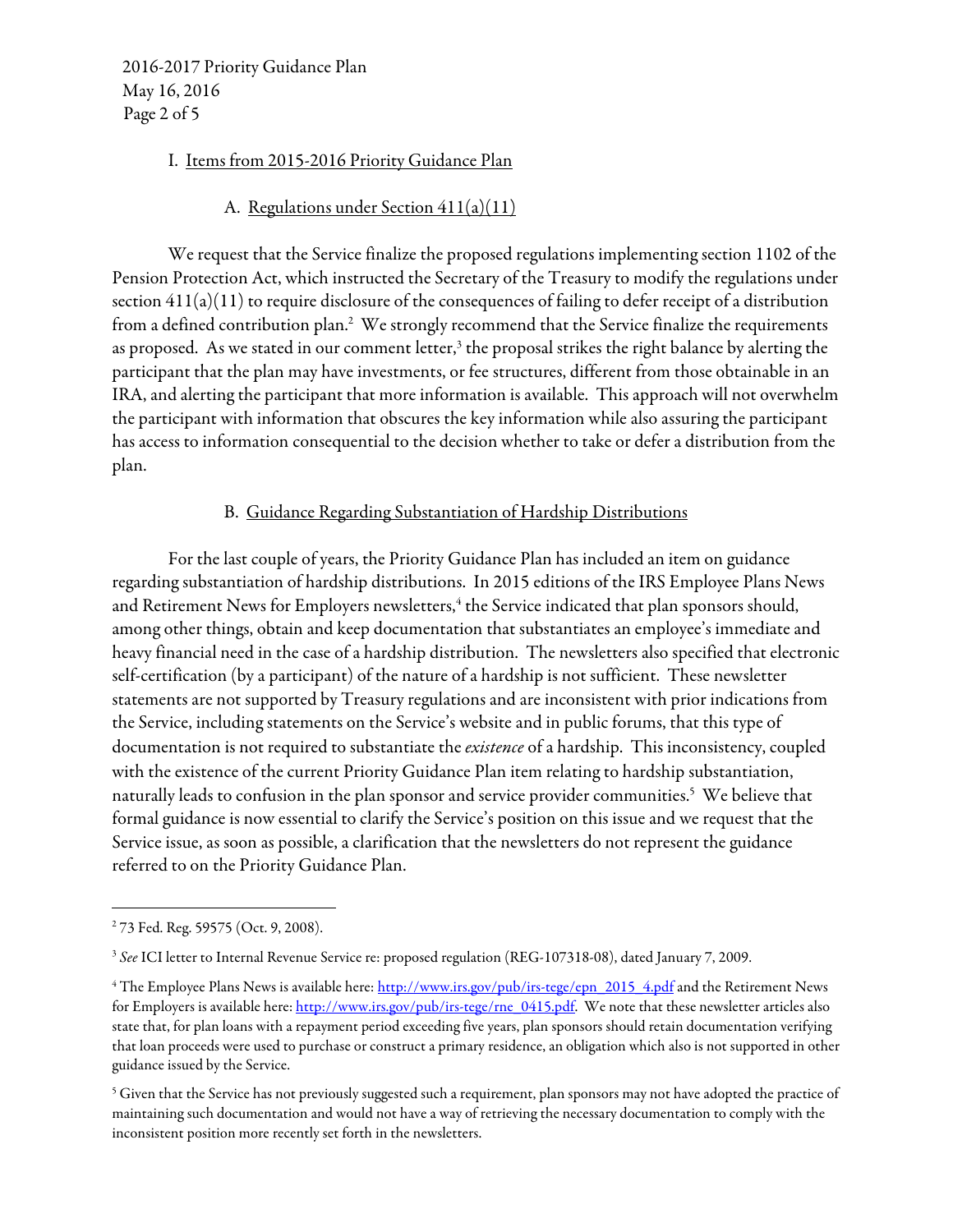## I. Items from 2015-2016 Priority Guidance Plan

### A. Regulations under Section 411(a)(11)

We request that the Service finalize the proposed regulations implementing section 1102 of the Pension Protection Act, which instructed the Secretary of the Treasury to modify the regulations under section 411(a)(11) to require disclosure of the consequences of failing to defer receipt of a distribution from a defined contribution plan.[2] We strongly recommend that the Service finalize the requirements as proposed. As we stated in our comment letter,[3] the proposal strikes the right balance by alerting the participant that the plan may have investments, or fee structures, different from those obtainable in an IRA, and alerting the participant that more information is available. This approach will not overwhelm the participant with information that obscures the key information while also assuring the participant has access to information consequential to the decision whether to take or defer a distribution from the plan.

### B. Guidance Regarding Substantiation of Hardship Distributions

For the last couple of years, the Priority Guidance Plan has included an item on guidance regarding substantiation of hardship distributions. In 2015 editions of the IRS Employee Plans News and Retirement News for Employers newsletters,[4] the Service indicated that plan sponsors should, among other things, obtain and keep documentation that substantiates an employee's immediate and heavy financial need in the case of a hardship distribution. The newsletters also specified that electronic self-certification (by a participant) of the nature of a hardship is not sufficient. These newsletter statements are not supported by Treasury regulations and are inconsistent with prior indications from the Service, including statements on the Service's website and in public forums, that this type of documentation is not required to substantiate the *existence* of a hardship. This inconsistency, coupled with the existence of the current Priority Guidance Plan item relating to hardship substantiation, naturally leads to confusion in the plan sponsor and service provider communities.[5] We believe that formal guidance is now essential to clarify the Service's position on this issue and we request that the Service issue, as soon as possible, a clarification that the newsletters do not represent the guidance referred to on the Priority Guidance Plan.

---

[2] 73 Fed. Reg. 59575 (Oct. 9, 2008).

[3] *See* ICI letter to Internal Revenue Service re: proposed regulation (REG-107318-08), dated January 7, 2009.

[4] The Employee Plans News is available here: http://www.irs.gov/pub/irs-tege/epn_2015_4.pdf and the Retirement News for Employers is available here: http://www.irs.gov/pub/irs-tege/rne_0415.pdf. We note that these newsletter articles also state that, for plan loans with a repayment period exceeding five years, plan sponsors should retain documentation verifying that loan proceeds were used to purchase or construct a primary residence, an obligation which also is not supported in other guidance issued by the Service.

[5] Given that the Service has not previously suggested such a requirement, plan sponsors may not have adopted the practice of maintaining such documentation and would not have a way of retrieving the necessary documentation to comply with the inconsistent position more recently set forth in the newsletters.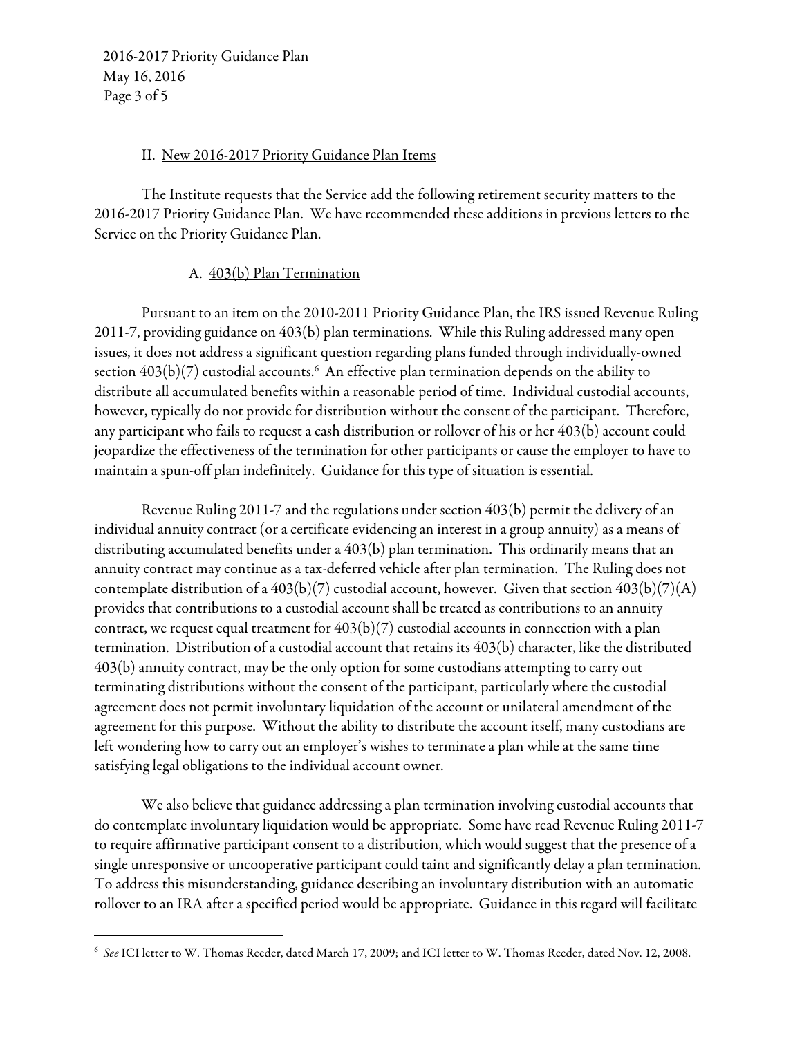## II. New 2016-2017 Priority Guidance Plan Items

The Institute requests that the Service add the following retirement security matters to the 2016-2017 Priority Guidance Plan. We have recommended these additions in previous letters to the Service on the Priority Guidance Plan.

### A. 403(b) Plan Termination

Pursuant to an item on the 2010-2011 Priority Guidance Plan, the IRS issued Revenue Ruling 2011-7, providing guidance on 403(b) plan terminations. While this Ruling addressed many open issues, it does not address a significant question regarding plans funded through individually-owned section 403(b)(7) custodial accounts.[6] An effective plan termination depends on the ability to distribute all accumulated benefits within a reasonable period of time. Individual custodial accounts, however, typically do not provide for distribution without the consent of the participant. Therefore, any participant who fails to request a cash distribution or rollover of his or her 403(b) account could jeopardize the effectiveness of the termination for other participants or cause the employer to have to maintain a spun-off plan indefinitely. Guidance for this type of situation is essential.

Revenue Ruling 2011-7 and the regulations under section 403(b) permit the delivery of an individual annuity contract (or a certificate evidencing an interest in a group annuity) as a means of distributing accumulated benefits under a 403(b) plan termination. This ordinarily means that an annuity contract may continue as a tax-deferred vehicle after plan termination. The Ruling does not contemplate distribution of a 403(b)(7) custodial account, however. Given that section 403(b)(7)(A) provides that contributions to a custodial account shall be treated as contributions to an annuity contract, we request equal treatment for 403(b)(7) custodial accounts in connection with a plan termination. Distribution of a custodial account that retains its 403(b) character, like the distributed 403(b) annuity contract, may be the only option for some custodians attempting to carry out terminating distributions without the consent of the participant, particularly where the custodial agreement does not permit involuntary liquidation of the account or unilateral amendment of the agreement for this purpose. Without the ability to distribute the account itself, many custodians are left wondering how to carry out an employer's wishes to terminate a plan while at the same time satisfying legal obligations to the individual account owner.

We also believe that guidance addressing a plan termination involving custodial accounts that do contemplate involuntary liquidation would be appropriate. Some have read Revenue Ruling 2011-7 to require affirmative participant consent to a distribution, which would suggest that the presence of a single unresponsive or uncooperative participant could taint and significantly delay a plan termination. To address this misunderstanding, guidance describing an involuntary distribution with an automatic rollover to an IRA after a specified period would be appropriate. Guidance in this regard will facilitate

---

[6] *See* ICI letter to W. Thomas Reeder, dated March 17, 2009; and ICI letter to W. Thomas Reeder, dated Nov. 12, 2008.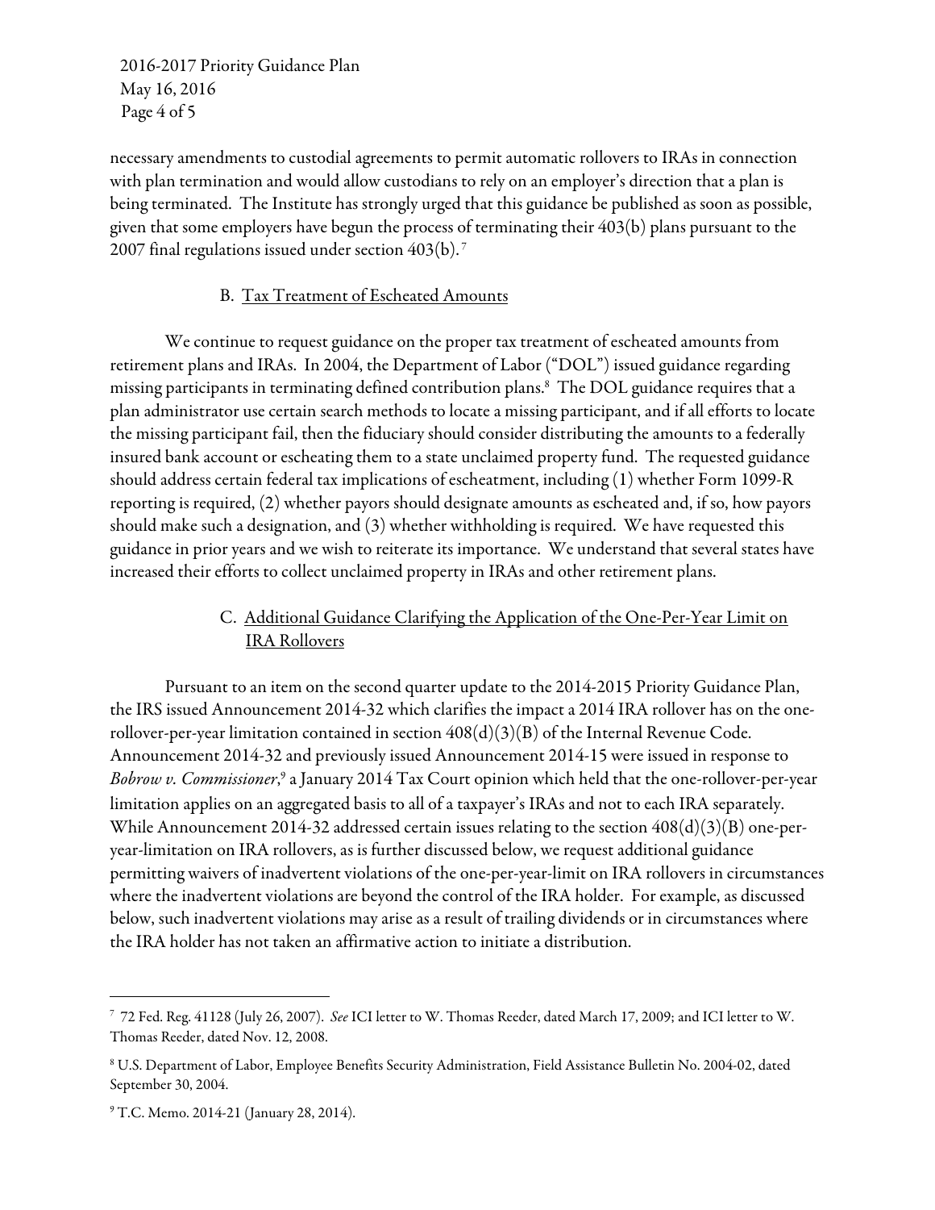necessary amendments to custodial agreements to permit automatic rollovers to IRAs in connection with plan termination and would allow custodians to rely on an employer's direction that a plan is being terminated. The Institute has strongly urged that this guidance be published as soon as possible, given that some employers have begun the process of terminating their 403(b) plans pursuant to the 2007 final regulations issued under section 403(b).[7]

### B. Tax Treatment of Escheated Amounts

We continue to request guidance on the proper tax treatment of escheated amounts from retirement plans and IRAs. In 2004, the Department of Labor ("DOL") issued guidance regarding missing participants in terminating defined contribution plans.[8] The DOL guidance requires that a plan administrator use certain search methods to locate a missing participant, and if all efforts to locate the missing participant fail, then the fiduciary should consider distributing the amounts to a federally insured bank account or escheating them to a state unclaimed property fund. The requested guidance should address certain federal tax implications of escheatment, including (1) whether Form 1099-R reporting is required, (2) whether payors should designate amounts as escheated and, if so, how payors should make such a designation, and (3) whether withholding is required. We have requested this guidance in prior years and we wish to reiterate its importance. We understand that several states have increased their efforts to collect unclaimed property in IRAs and other retirement plans.

### C. Additional Guidance Clarifying the Application of the One-Per-Year Limit on IRA Rollovers

Pursuant to an item on the second quarter update to the 2014-2015 Priority Guidance Plan, the IRS issued Announcement 2014-32 which clarifies the impact a 2014 IRA rollover has on the one-rollover-per-year limitation contained in section 408(d)(3)(B) of the Internal Revenue Code. Announcement 2014-32 and previously issued Announcement 2014-15 were issued in response to *Bobrow v. Commissioner*,[9] a January 2014 Tax Court opinion which held that the one-rollover-per-year limitation applies on an aggregated basis to all of a taxpayer's IRAs and not to each IRA separately. While Announcement 2014-32 addressed certain issues relating to the section 408(d)(3)(B) one-per-year-limitation on IRA rollovers, as is further discussed below, we request additional guidance permitting waivers of inadvertent violations of the one-per-year-limit on IRA rollovers in circumstances where the inadvertent violations are beyond the control of the IRA holder. For example, as discussed below, such inadvertent violations may arise as a result of trailing dividends or in circumstances where the IRA holder has not taken an affirmative action to initiate a distribution.

---

[7] 72 Fed. Reg. 41128 (July 26, 2007). *See* ICI letter to W. Thomas Reeder, dated March 17, 2009; and ICI letter to W. Thomas Reeder, dated Nov. 12, 2008.

[8] U.S. Department of Labor, Employee Benefits Security Administration, Field Assistance Bulletin No. 2004-02, dated September 30, 2004.

[9] T.C. Memo. 2014-21 (January 28, 2014).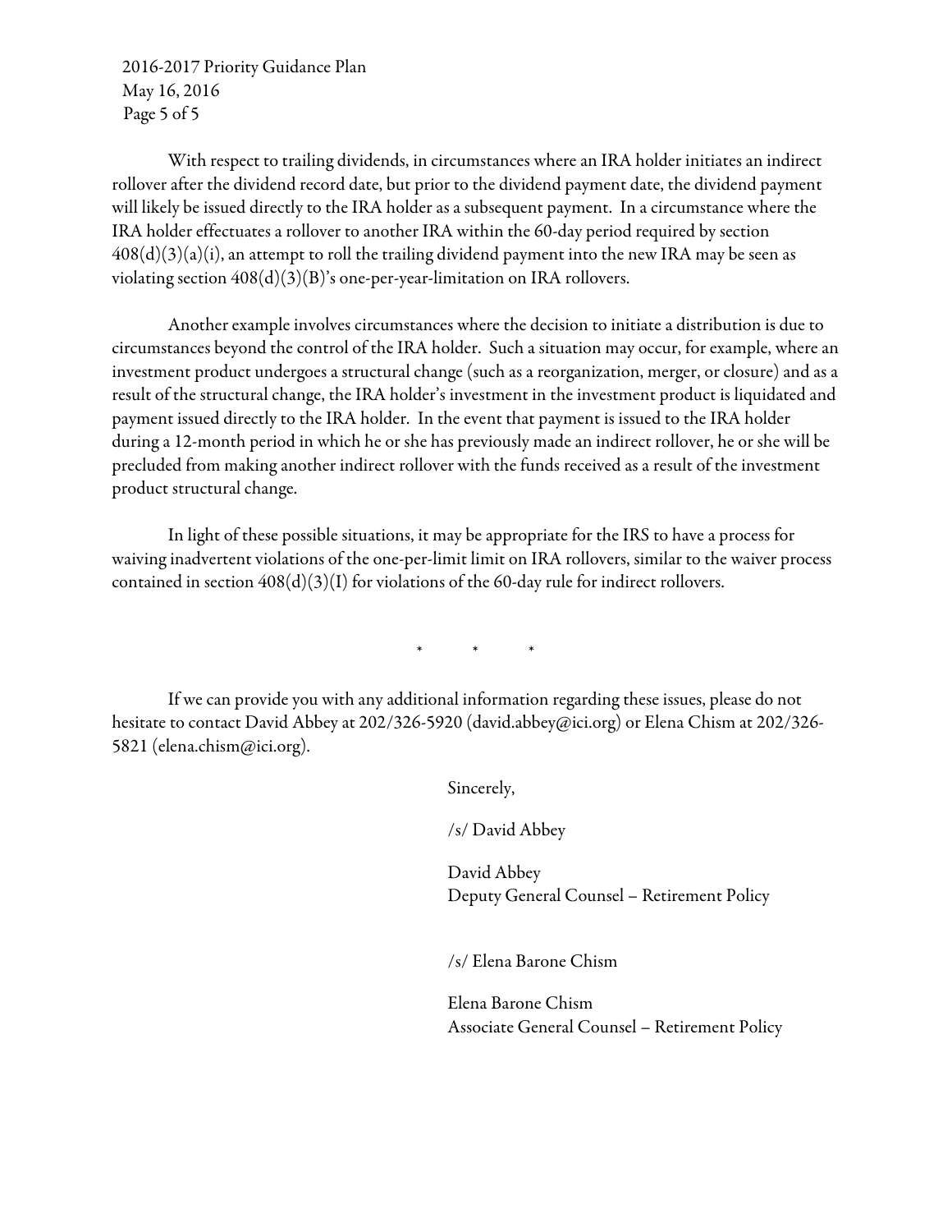With respect to trailing dividends, in circumstances where an IRA holder initiates an indirect rollover after the dividend record date, but prior to the dividend payment date, the dividend payment will likely be issued directly to the IRA holder as a subsequent payment. In a circumstance where the IRA holder effectuates a rollover to another IRA within the 60-day period required by section 408(d)(3)(a)(i), an attempt to roll the trailing dividend payment into the new IRA may be seen as violating section 408(d)(3)(B)'s one-per-year-limitation on IRA rollovers.

Another example involves circumstances where the decision to initiate a distribution is due to circumstances beyond the control of the IRA holder. Such a situation may occur, for example, where an investment product undergoes a structural change (such as a reorganization, merger, or closure) and as a result of the structural change, the IRA holder's investment in the investment product is liquidated and payment issued directly to the IRA holder. In the event that payment is issued to the IRA holder during a 12-month period in which he or she has previously made an indirect rollover, he or she will be precluded from making another indirect rollover with the funds received as a result of the investment product structural change.

In light of these possible situations, it may be appropriate for the IRS to have a process for waiving inadvertent violations of the one-per-limit limit on IRA rollovers, similar to the waiver process contained in section 408(d)(3)(I) for violations of the 60-day rule for indirect rollovers.

\* \* \*

If we can provide you with any additional information regarding these issues, please do not hesitate to contact David Abbey at 202/326-5920 (david.abbey@ici.org) or Elena Chism at 202/326-5821 (elena.chism@ici.org).

Sincerely,

/s/ David Abbey

David Abbey
Deputy General Counsel – Retirement Policy

/s/ Elena Barone Chism

Elena Barone Chism
Associate General Counsel – Retirement Policy